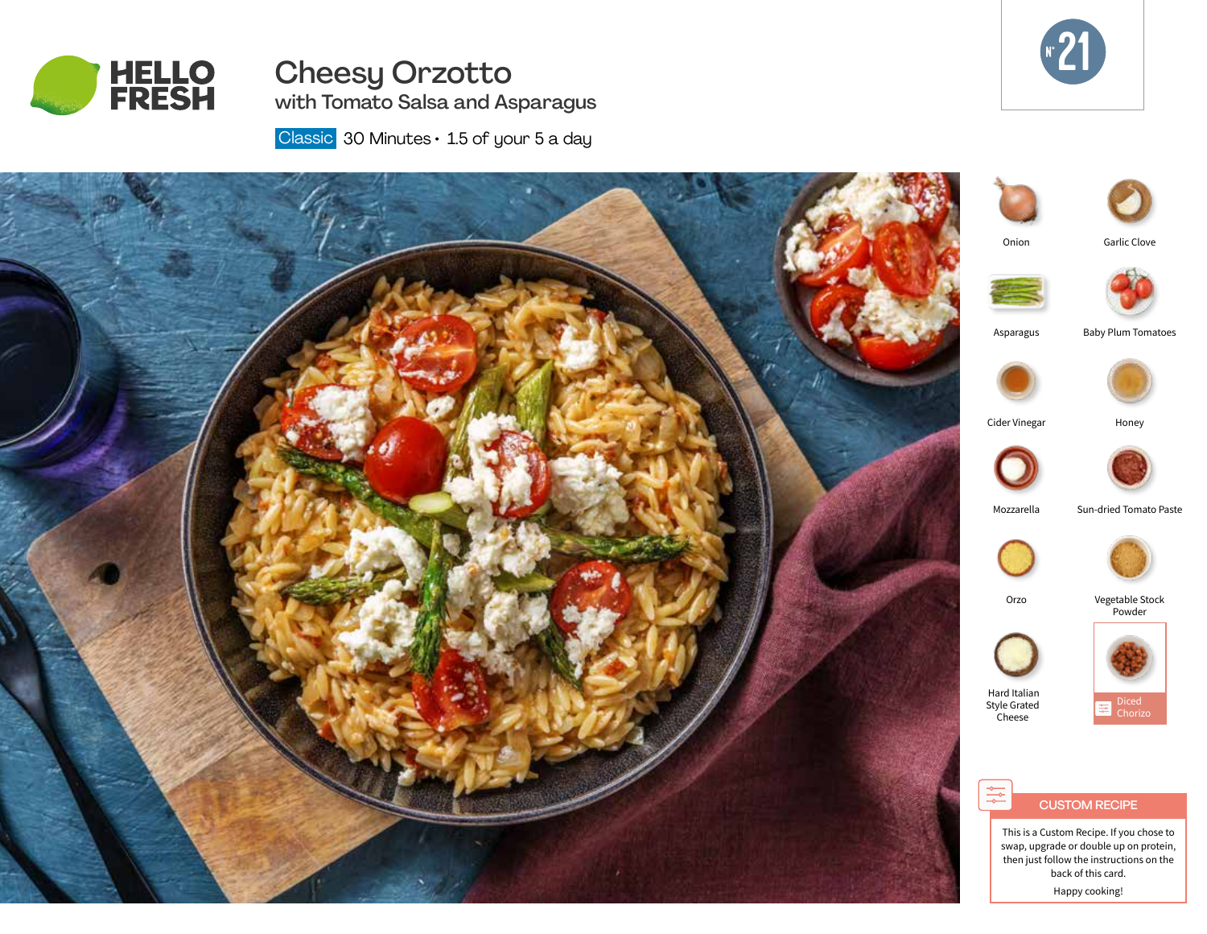HELLO FRESH

# Cheesy Orzotto

## with Tomato Salsa and Asparagus

Classic 30 Minutes • 1.5 of your 5 a day

N° 21

- Onion
- Garlic Clove
- Asparagus
- Baby Plum Tomatoes
- Cider Vinegar
- Honey
- Mozzarella
- Sun-dried Tomato Paste
- Orzo
- Vegetable Stock Powder
- Hard Italian Style Grated Cheese
- Diced Chorizo

**CUSTOM RECIPE**

This is a Custom Recipe. If you chose to swap, upgrade or double up on protein, then just follow the instructions on the back of this card.

Happy cooking!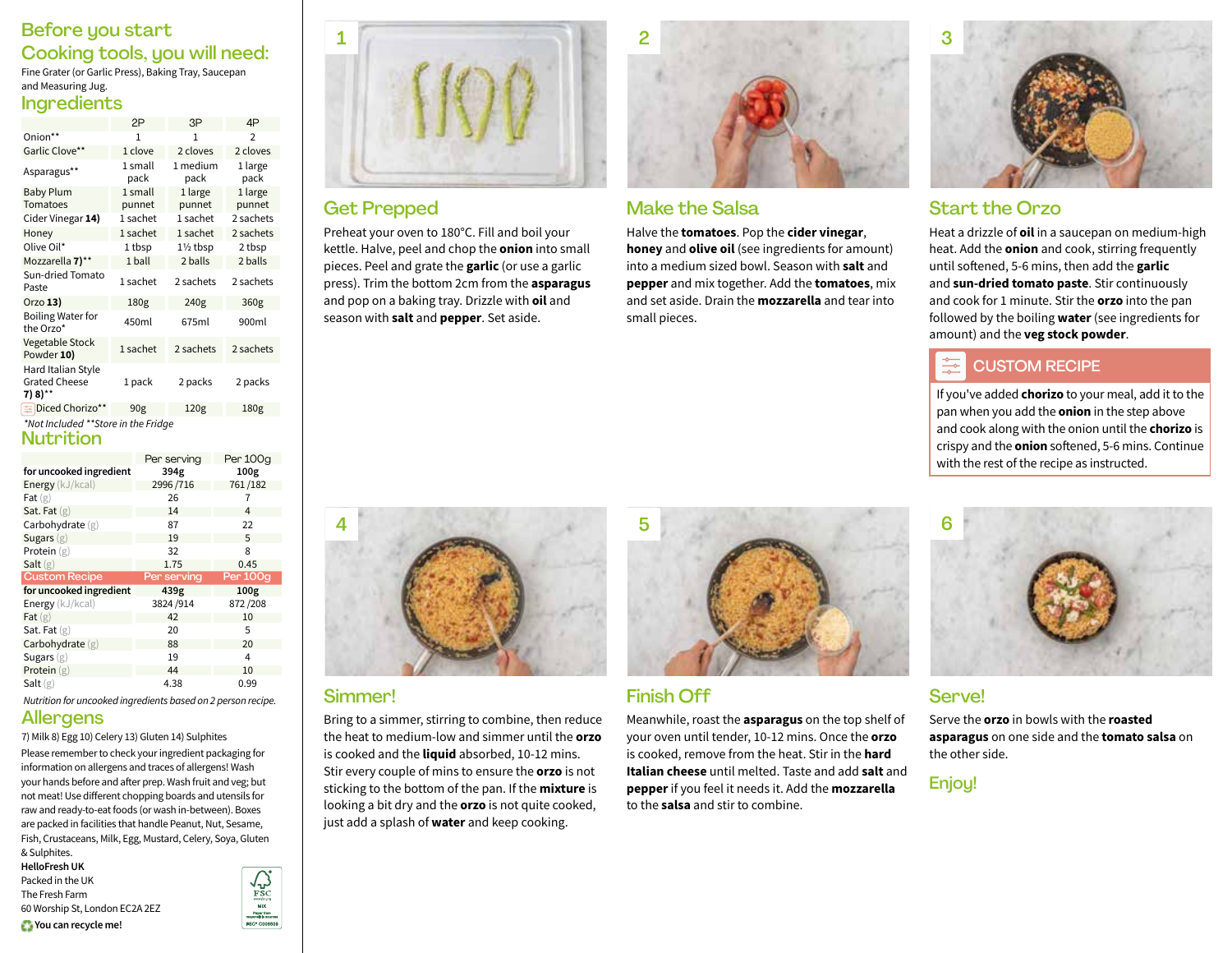## Before you start

## Cooking tools, you will need:

Fine Grater (or Garlic Press), Baking Tray, Saucepan and Measuring Jug.

## Ingredients

| | 2P | 3P | 4P |
|---|---|---|---|
| Onion** | 1 | 1 | 2 |
| Garlic Clove** | 1 clove | 2 cloves | 2 cloves |
| Asparagus** | 1 small pack | 1 medium pack | 1 large pack |
| Baby Plum Tomatoes | 1 small punnet | 1 large punnet | 1 large punnet |
| Cider Vinegar 14) | 1 sachet | 1 sachet | 2 sachets |
| Honey | 1 sachet | 1 sachet | 2 sachets |
| Olive Oil* | 1 tbsp | 1½ tbsp | 2 tbsp |
| Mozzarella 7)** | 1 ball | 2 balls | 2 balls |
| Sun-dried Tomato Paste | 1 sachet | 2 sachets | 2 sachets |
| Orzo 13) | 180g | 240g | 360g |
| Boiling Water for the Orzo* | 450ml | 675ml | 900ml |
| Vegetable Stock Powder 10) | 1 sachet | 2 sachets | 2 sachets |
| Hard Italian Style Grated Cheese 7) 8)** | 1 pack | 2 packs | 2 packs |
| Diced Chorizo** | 90g | 120g | 180g |

*Not Included **Store in the Fridge

## Nutrition

| | Per serving | Per 100g |
|---|---|---|
| **for uncooked ingredient** | **394g** | **100g** |
| Energy (kJ/kcal) | 2996 /716 | 761 /182 |
| Fat (g) | 26 | 7 |
| Sat. Fat (g) | 14 | 4 |
| Carbohydrate (g) | 87 | 22 |
| Sugars (g) | 19 | 5 |
| Protein (g) | 32 | 8 |
| Salt (g) | 1.75 | 0.45 |
| **Custom Recipe** | **Per serving** | **Per 100g** |
| **for uncooked ingredient** | **439g** | **100g** |
| Energy (kJ/kcal) | 3824 /914 | 872 /208 |
| Fat (g) | 42 | 10 |
| Sat. Fat (g) | 20 | 5 |
| Carbohydrate (g) | 88 | 20 |
| Sugars (g) | 19 | 4 |
| Protein (g) | 44 | 10 |
| Salt (g) | 4.38 | 0.99 |

*Nutrition for uncooked ingredients based on 2 person recipe.*

## Allergens

7) Milk 8) Egg 10) Celery 13) Gluten 14) Sulphites

Please remember to check your ingredient packaging for information on allergens and traces of allergens! Wash your hands before and after prep. Wash fruit and veg; but not meat! Use different chopping boards and utensils for raw and ready-to-eat foods (or wash in-between). Boxes are packed in facilities that handle Peanut, Nut, Sesame, Fish, Crustaceans, Milk, Egg, Mustard, Celery, Soya, Gluten & Sulphites.

**HelloFresh UK**
Packed in the UK
The Fresh Farm
60 Worship St, London EC2A 2EZ

**You can recycle me!**

### 1 Get Prepped

Preheat your oven to 180°C. Fill and boil your kettle. Halve, peel and chop the **onion** into small pieces. Peel and grate the **garlic** (or use a garlic press). Trim the bottom 2cm from the **asparagus** and pop on a baking tray. Drizzle with **oil** and season with **salt** and **pepper**. Set aside.

### 2 Make the Salsa

Halve the **tomatoes**. Pop the **cider vinegar**, **honey** and **olive oil** (see ingredients for amount) into a medium sized bowl. Season with **salt** and **pepper** and mix together. Add the **tomatoes**, mix and set aside. Drain the **mozzarella** and tear into small pieces.

### 3 Start the Orzo

Heat a drizzle of **oil** in a saucepan on medium-high heat. Add the **onion** and cook, stirring frequently until softened, 5-6 mins, then add the **garlic** and **sun-dried tomato paste**. Stir continuously and cook for 1 minute. Stir the **orzo** into the pan followed by the boiling **water** (see ingredients for amount) and the **veg stock powder**.

#### CUSTOM RECIPE

If you've added **chorizo** to your meal, add it to the pan when you add the **onion** in the step above and cook along with the onion until the **chorizo** is crispy and the **onion** softened, 5-6 mins. Continue with the rest of the recipe as instructed.

### 4 Simmer!

Bring to a simmer, stirring to combine, then reduce the heat to medium-low and simmer until the **orzo** is cooked and the **liquid** absorbed, 10-12 mins. Stir every couple of mins to ensure the **orzo** is not sticking to the bottom of the pan. If the **mixture** is looking a bit dry and the **orzo** is not quite cooked, just add a splash of **water** and keep cooking.

### 5 Finish Off

Meanwhile, roast the **asparagus** on the top shelf of your oven until tender, 10-12 mins. Once the **orzo** is cooked, remove from the heat. Stir in the **hard Italian cheese** until melted. Taste and add **salt** and **pepper** if you feel it needs it. Add the **mozzarella** to the **salsa** and stir to combine.

### 6 Serve!

Serve the **orzo** in bowls with the **roasted asparagus** on one side and the **tomato salsa** on the other side.

**Enjoy!**